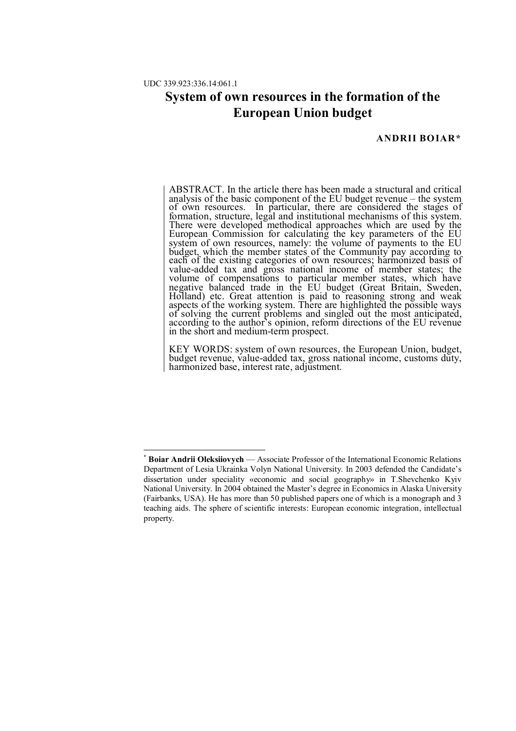UDC 339.923:336.14:061.1

# System of own resources in the formation of the European Union budget

**ANDRII BOIAR***

ABSTRACT. In the article there has been made a structural and critical analysis of the basic component of the EU budget revenue – the system of own resources. In particular, there are considered the stages of formation, structure, legal and institutional mechanisms of this system. There were developed methodical approaches which are used by the European Commission for calculating the key parameters of the EU system of own resources, namely: the volume of payments to the EU budget, which the member states of the Community pay according to each of the existing categories of own resources; harmonized basis of value-added tax and gross national income of member states; the volume of compensations to particular member states, which have negative balanced trade in the EU budget (Great Britain, Sweden, Holland) etc. Great attention is paid to reasoning strong and weak aspects of the working system. There are highlighted the possible ways of solving the current problems and singled out the most anticipated, according to the author's opinion, reform directions of the EU revenue in the short and medium-term prospect.

KEY WORDS: system of own resources, the European Union, budget, budget revenue, value-added tax, gross national income, customs duty, harmonized base, interest rate, adjustment.

---

\* **Boiar Andrii Oleksiiovych** — Associate Professor of the International Economic Relations Department of Lesia Ukrainka Volyn National University. In 2003 defended the Candidate's dissertation under speciality «economic and social geography» in T.Shevchenko Kyiv National University. In 2004 obtained the Master's degree in Economics in Alaska University (Fairbanks, USA). He has more than 50 published papers one of which is a monograph and 3 teaching aids. The sphere of scientific interests: European economic integration, intellectual property.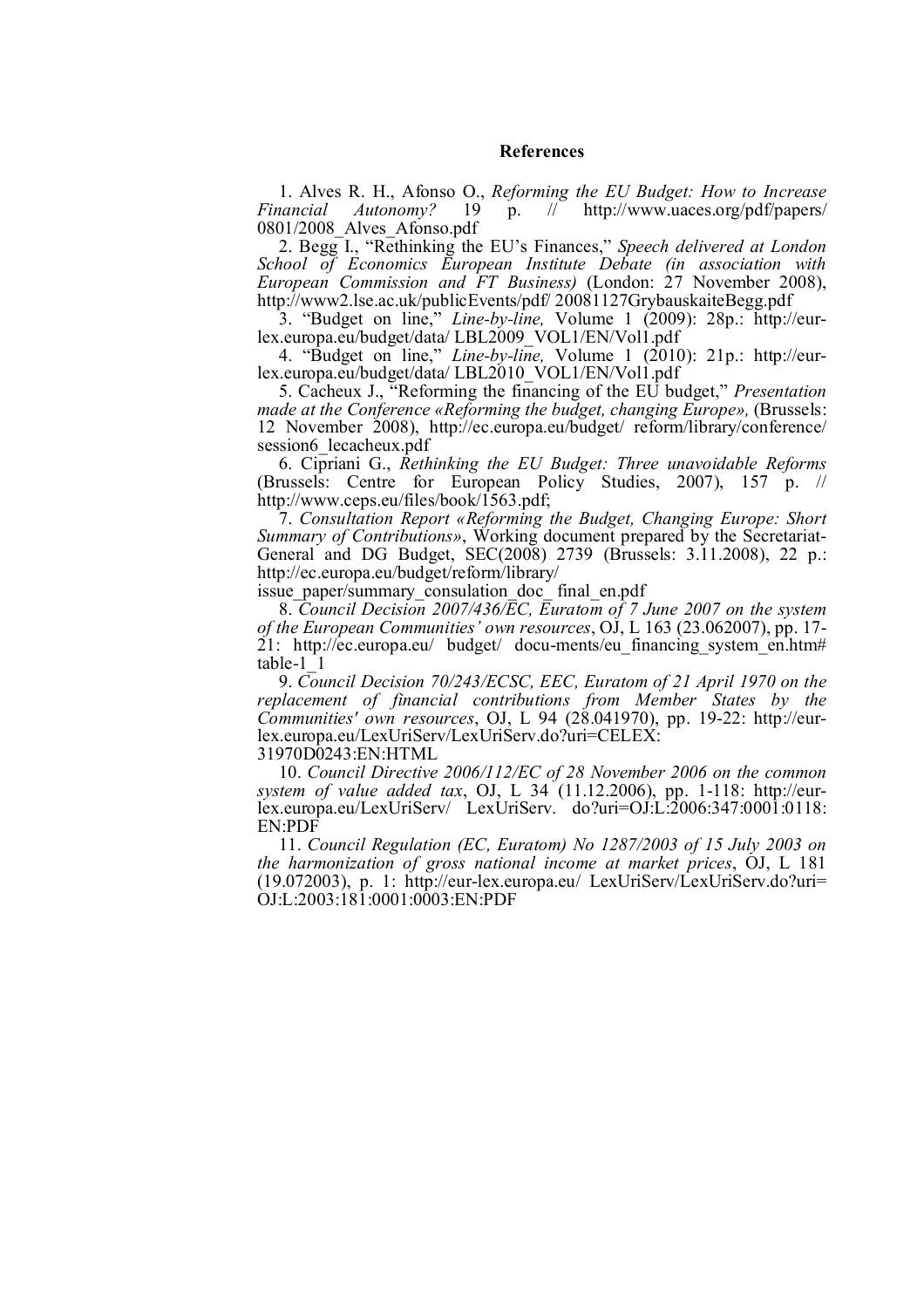**References**

1. Alves R. H., Afonso O., *Reforming the EU Budget: How to Increase Financial Autonomy?* 19 p. // http://www.uaces.org/pdf/papers/0801/2008_Alves_Afonso.pdf

2. Begg I., "Rethinking the EU's Finances," *Speech delivered at London School of Economics European Institute Debate (in association with European Commission and FT Business)* (London: 27 November 2008), http://www2.lse.ac.uk/publicEvents/pdf/ 20081127GrybauskaiteBegg.pdf

3. "Budget on line," *Line-by-line,* Volume 1 (2009): 28p.: http://eur-lex.europa.eu/budget/data/ LBL2009_VOL1/EN/Vol1.pdf

4. "Budget on line," *Line-by-line,* Volume 1 (2010): 21p.: http://eur-lex.europa.eu/budget/data/ LBL2010_VOL1/EN/Vol1.pdf

5. Cacheux J., "Reforming the financing of the EU budget," *Presentation made at the Conference «Reforming the budget, changing Europe»,* (Brussels: 12 November 2008), http://ec.europa.eu/budget/ reform/library/conference/session6_lecacheux.pdf

6. Cipriani G., *Rethinking the EU Budget: Three unavoidable Reforms* (Brussels: Centre for European Policy Studies, 2007), 157 p. // http://www.ceps.eu/files/book/1563.pdf;

7. *Consultation Report «Reforming the Budget, Changing Europe: Short Summary of Contributions»*, Working document prepared by the Secretariat-General and DG Budget, SEC(2008) 2739 (Brussels: 3.11.2008), 22 p.: http://ec.europa.eu/budget/reform/library/ issue_paper/summary_consulation_doc_ final_en.pdf

8. *Council Decision 2007/436/EC, Euratom of 7 June 2007 on the system of the European Communities' own resources*, OJ, L 163 (23.062007), pp. 17-21: http://ec.europa.eu/ budget/ docu-ments/eu_financing_system_en.htm# table-1_1

9. *Council Decision 70/243/ECSC, EEC, Euratom of 21 April 1970 on the replacement of financial contributions from Member States by the Communities' own resources*, OJ, L 94 (28.041970), pp. 19-22: http://eur-lex.europa.eu/LexUriServ/LexUriServ.do?uri=CELEX: 31970D0243:EN:HTML

10. *Council Directive 2006/112/EC of 28 November 2006 on the common system of value added tax*, OJ, L 34 (11.12.2006), pp. 1-118: http://eur-lex.europa.eu/LexUriServ/ LexUriServ. do?uri=OJ:L:2006:347:0001:0118:EN:PDF

11. *Council Regulation (EC, Euratom) No 1287/2003 of 15 July 2003 on the harmonization of gross national income at market prices*, OJ, L 181 (19.072003), p. 1: http://eur-lex.europa.eu/ LexUriServ/LexUriServ.do?uri=OJ:L:2003:181:0001:0003:EN:PDF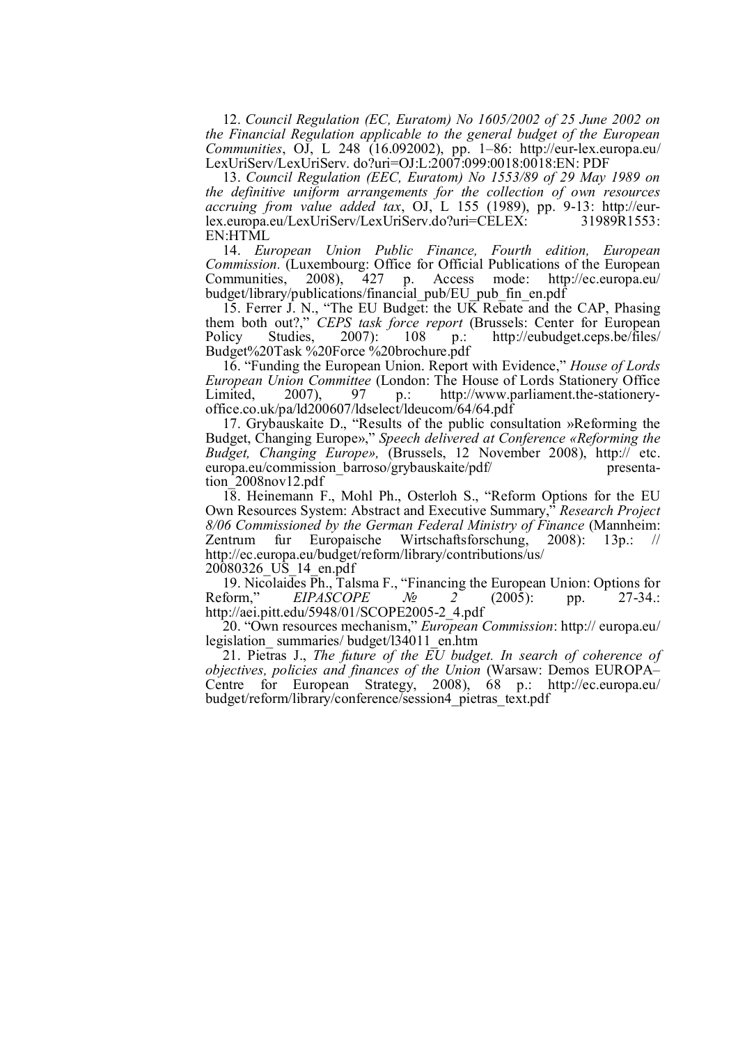12. *Council Regulation (EC, Euratom) No 1605/2002 of 25 June 2002 on the Financial Regulation applicable to the general budget of the European Communities*, OJ, L 248 (16.092002), pp. 1–86: http://eur-lex.europa.eu/LexUriServ/LexUriServ. do?uri=OJ:L:2007:099:0018:0018:EN: PDF

13. *Council Regulation (EEC, Euratom) No 1553/89 of 29 May 1989 on the definitive uniform arrangements for the collection of own resources accruing from value added tax*, OJ, L 155 (1989), pp. 9-13: http://eur-lex.europa.eu/LexUriServ/LexUriServ.do?uri=CELEX: 31989R1553: EN:HTML

14. *European Union Public Finance, Fourth edition, European Commission.* (Luxembourg: Office for Official Publications of the European Communities, 2008), 427 p. Access mode: http://ec.europa.eu/budget/library/publications/financial_pub/EU_pub_fin_en.pdf

15. Ferrer J. N., "The EU Budget: the UK Rebate and the CAP, Phasing them both out?," *CEPS task force report* (Brussels: Center for European Policy Studies, 2007): 108 p.: http://eubudget.ceps.be/files/Budget%20Task %20Force %20brochure.pdf

16. "Funding the European Union. Report with Evidence," *House of Lords European Union Committee* (London: The House of Lords Stationery Office Limited, 2007), 97 p.: http://www.parliament.the-stationery-office.co.uk/pa/ld200607/ldselect/ldeucom/64/64.pdf

17. Grybauskaite D., "Results of the public consultation »Reforming the Budget, Changing Europe»," *Speech delivered at Conference «Reforming the Budget, Changing Europe»,* (Brussels, 12 November 2008), http:// etc. europa.eu/commission_barroso/grybauskaite/pdf/ presentation_2008nov12.pdf

18. Heinemann F., Mohl Ph., Osterloh S., "Reform Options for the EU Own Resources System: Abstract and Executive Summary," *Research Project 8/06 Commissioned by the German Federal Ministry of Finance* (Mannheim: Zentrum fur Europaische Wirtschaftsforschung, 2008): 13p.: // http://ec.europa.eu/budget/reform/library/contributions/us/20080326_US_14_en.pdf

19. Nicolaides Ph., Talsma F., "Financing the European Union: Options for Reform," *EIPASCOPE № 2* (2005): pp. 27-34.: http://aei.pitt.edu/5948/01/SCOPE2005-2_4.pdf

20. "Own resources mechanism," *European Commission*: http:// europa.eu/legislation_ summaries/ budget/l34011_en.htm

21. Pietras J., *The future of the EU budget. In search of coherence of objectives, policies and finances of the Union* (Warsaw: Demos EUROPA–Centre for European Strategy, 2008), 68 p.: http://ec.europa.eu/budget/reform/library/conference/session4_pietras_text.pdf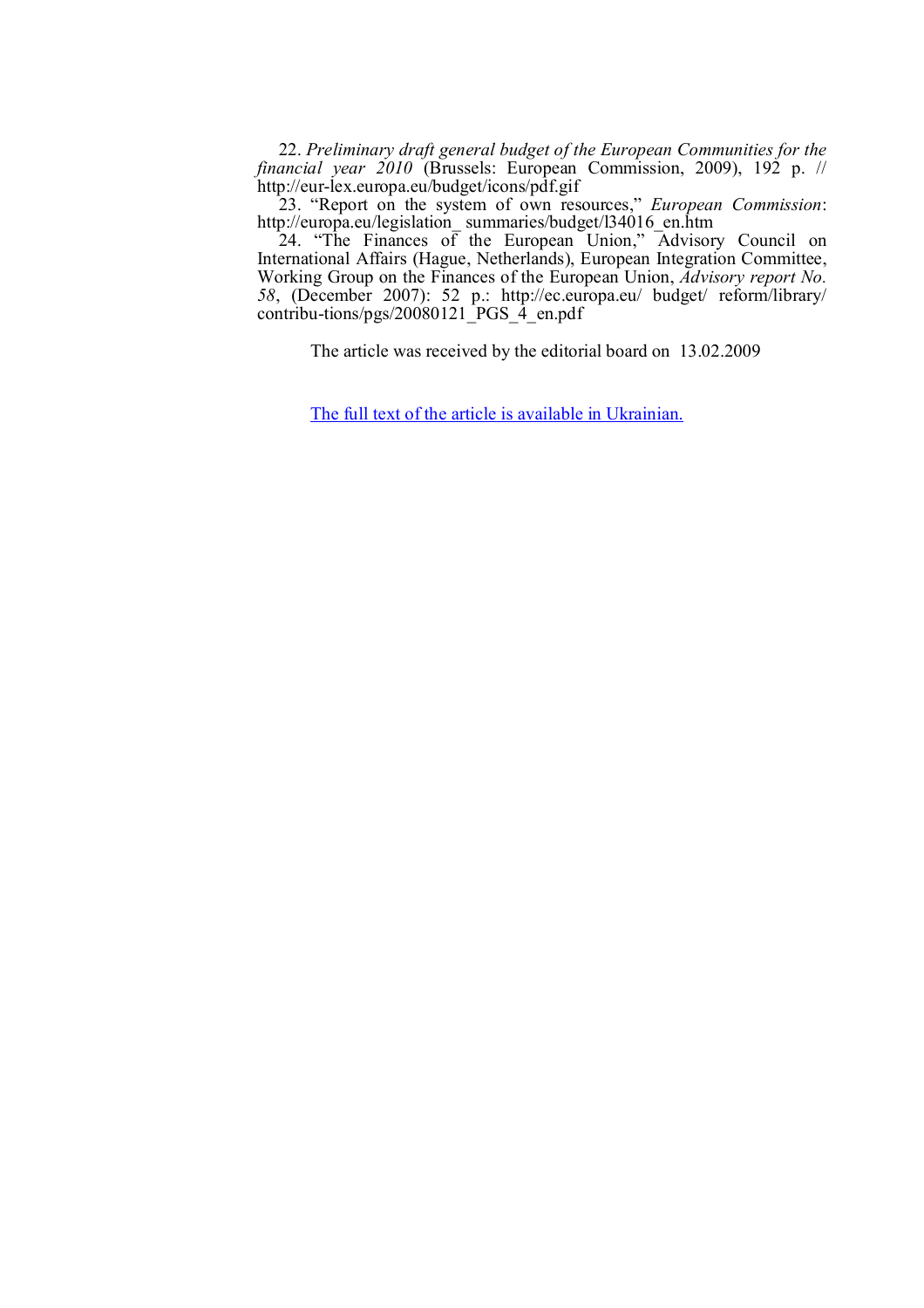22. *Preliminary draft general budget of the European Communities for the financial year 2010* (Brussels: European Commission, 2009), 192 p. // http://eur-lex.europa.eu/budget/icons/pdf.gif

23. "Report on the system of own resources," *European Commission*: http://europa.eu/legislation_ summaries/budget/l34016_en.htm

24. "The Finances of the European Union," Advisory Council on International Affairs (Hague, Netherlands), European Integration Committee, Working Group on the Finances of the European Union, *Advisory report No. 58*, (December 2007): 52 p.: http://ec.europa.eu/ budget/ reform/library/ contribu-tions/pgs/20080121_PGS_4_en.pdf

The article was received by the editorial board on 13.02.2009

The full text of the article is available in Ukrainian.